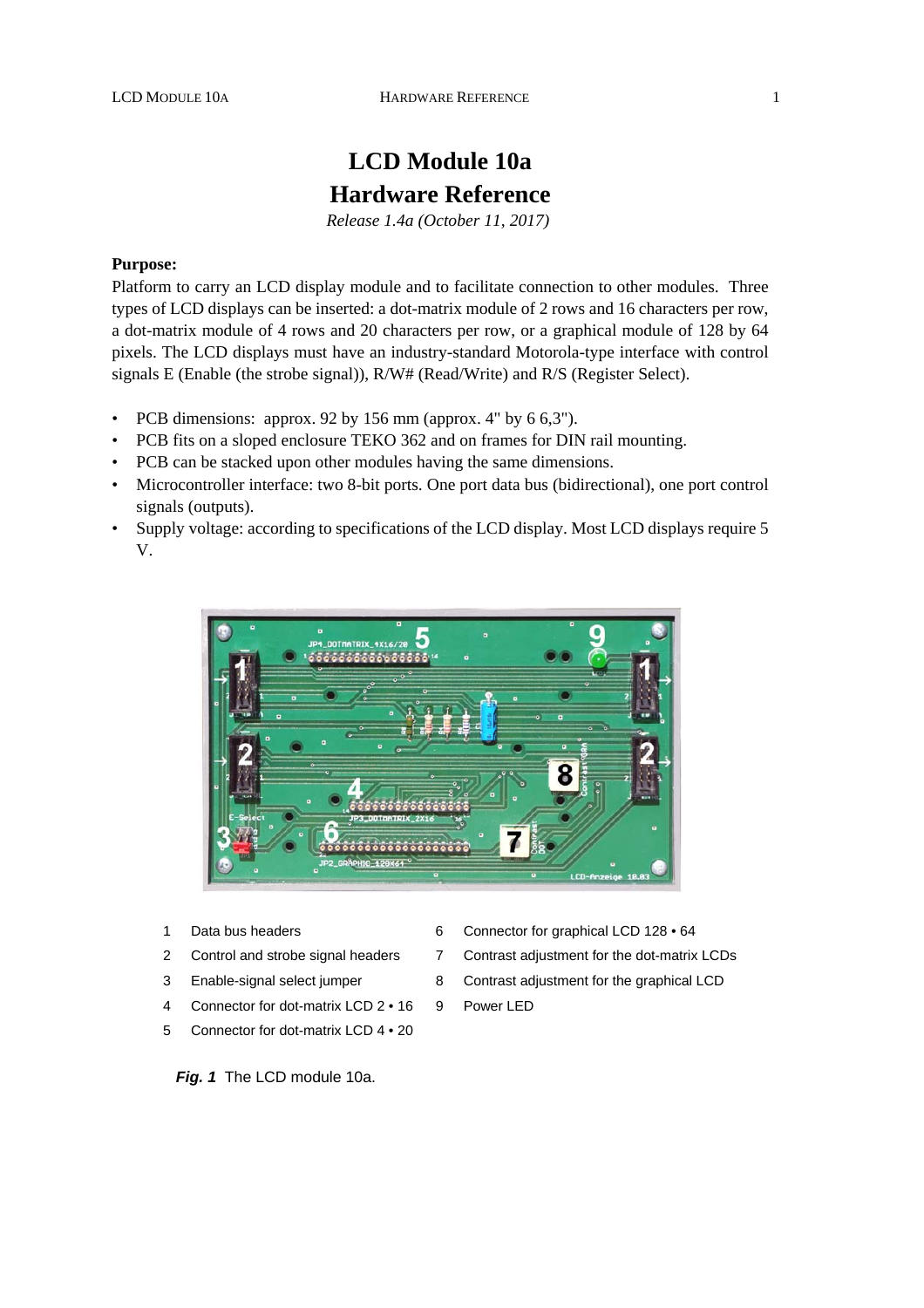# LCD Module 10a
# Hardware Reference

*Release 1.4a (October 11, 2017)*

**Purpose:**

Platform to carry an LCD display module and to facilitate connection to other modules. Three types of LCD displays can be inserted: a dot-matrix module of 2 rows and 16 characters per row, a dot-matrix module of 4 rows and 20 characters per row, or a graphical module of 128 by 64 pixels. The LCD displays must have an industry-standard Motorola-type interface with control signals E (Enable (the strobe signal)), R/W# (Read/Write) and R/S (Register Select).

- PCB dimensions: approx. 92 by 156 mm (approx. 4" by 6 6,3").
- PCB fits on a sloped enclosure TEKO 362 and on frames for DIN rail mounting.
- PCB can be stacked upon other modules having the same dimensions.
- Microcontroller interface: two 8-bit ports. One port data bus (bidirectional), one port control signals (outputs).
- Supply voltage: according to specifications of the LCD display. Most LCD displays require 5 V.

1. Data bus headers
2. Control and strobe signal headers
3. Enable-signal select jumper
4. Connector for dot-matrix LCD 2 • 16
5. Connector for dot-matrix LCD 4 • 20
6. Connector for graphical LCD 128 • 64
7. Contrast adjustment for the dot-matrix LCDs
8. Contrast adjustment for the graphical LCD
9. Power LED

***Fig. 1*** The LCD module 10a.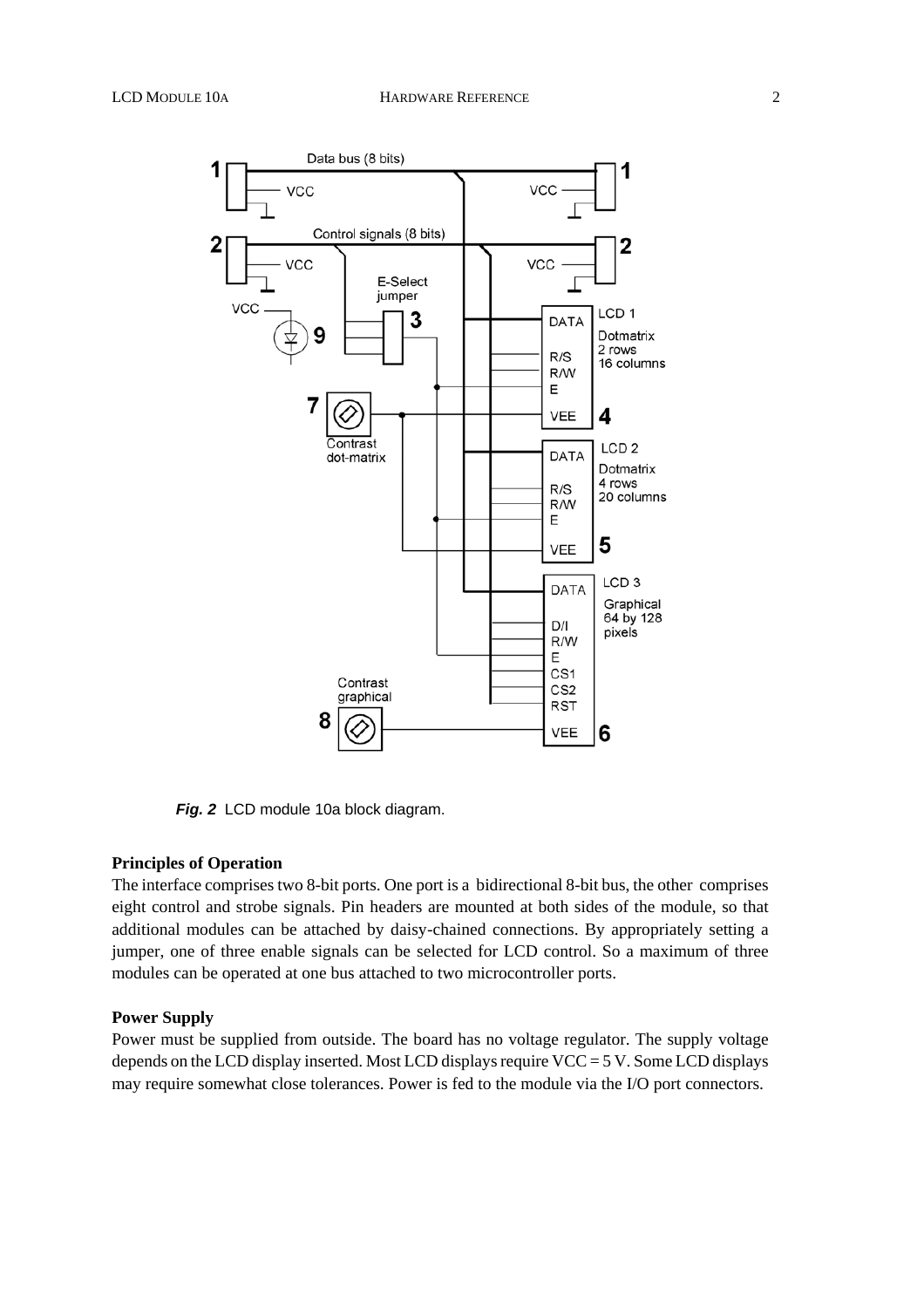*Fig. 2* LCD module 10a block diagram.

**Principles of Operation**

The interface comprises two 8-bit ports. One port is a bidirectional 8-bit bus, the other comprises eight control and strobe signals. Pin headers are mounted at both sides of the module, so that additional modules can be attached by daisy-chained connections. By appropriately setting a jumper, one of three enable signals can be selected for LCD control. So a maximum of three modules can be operated at one bus attached to two microcontroller ports.

**Power Supply**

Power must be supplied from outside. The board has no voltage regulator. The supply voltage depends on the LCD display inserted. Most LCD displays require VCC = 5 V. Some LCD displays may require somewhat close tolerances. Power is fed to the module via the I/O port connectors.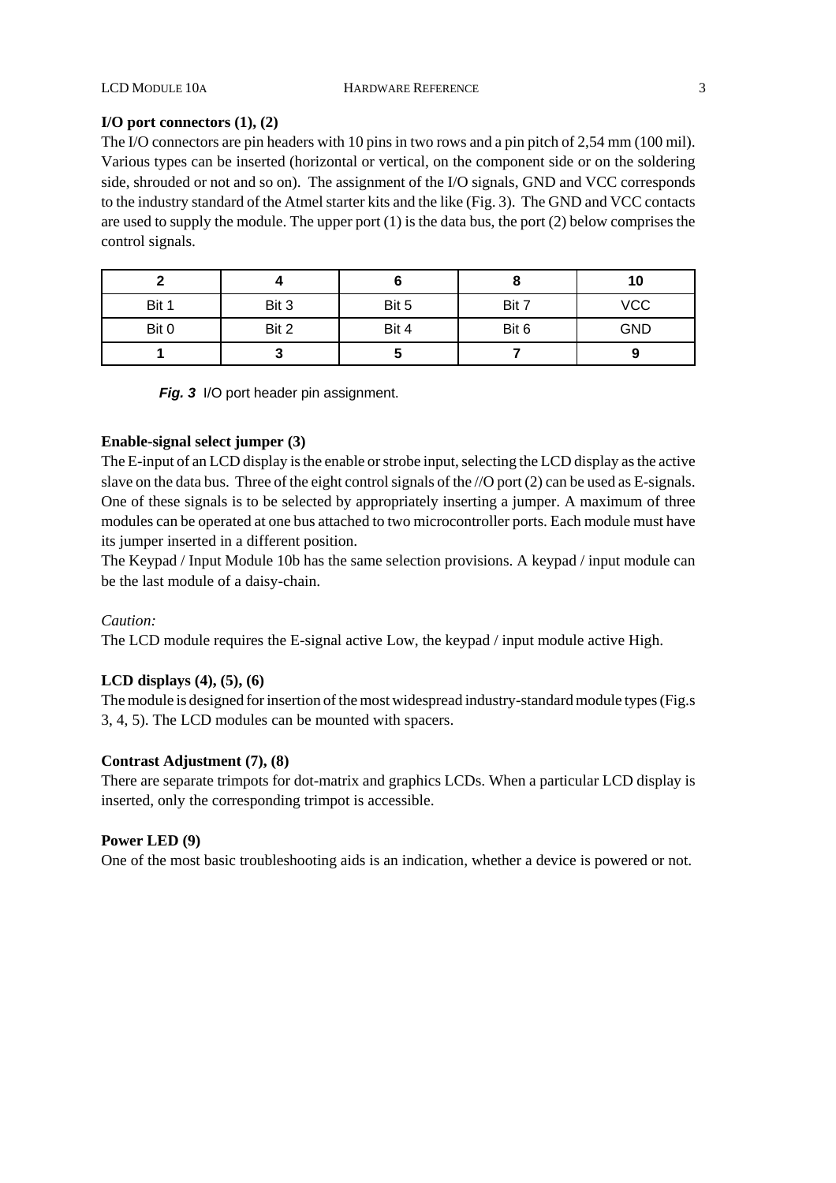### I/O port connectors (1), (2)

The I/O connectors are pin headers with 10 pins in two rows and a pin pitch of 2,54 mm (100 mil). Various types can be inserted (horizontal or vertical, on the component side or on the soldering side, shrouded or not and so on). The assignment of the I/O signals, GND and VCC corresponds to the industry standard of the Atmel starter kits and the like (Fig. 3). The GND and VCC contacts are used to supply the module. The upper port (1) is the data bus, the port (2) below comprises the control signals.

| **2** | **4** | **6** | **8** | **10** |
|---|---|---|---|---|
| Bit 1 | Bit 3 | Bit 5 | Bit 7 | VCC |
| Bit 0 | Bit 2 | Bit 4 | Bit 6 | GND |
| **1** | **3** | **5** | **7** | **9** |

***Fig. 3*** I/O port header pin assignment.

### Enable-signal select jumper (3)

The E-input of an LCD display is the enable or strobe input, selecting the LCD display as the active slave on the data bus. Three of the eight control signals of the //O port (2) can be used as E-signals. One of these signals is to be selected by appropriately inserting a jumper. A maximum of three modules can be operated at one bus attached to two microcontroller ports. Each module must have its jumper inserted in a different position.

The Keypad / Input Module 10b has the same selection provisions. A keypad / input module can be the last module of a daisy-chain.

*Caution:*

The LCD module requires the E-signal active Low, the keypad / input module active High.

### LCD displays (4), (5), (6)

The module is designed for insertion of the most widespread industry-standard module types (Fig.s 3, 4, 5). The LCD modules can be mounted with spacers.

### Contrast Adjustment (7), (8)

There are separate trimpots for dot-matrix and graphics LCDs. When a particular LCD display is inserted, only the corresponding trimpot is accessible.

### Power LED (9)

One of the most basic troubleshooting aids is an indication, whether a device is powered or not.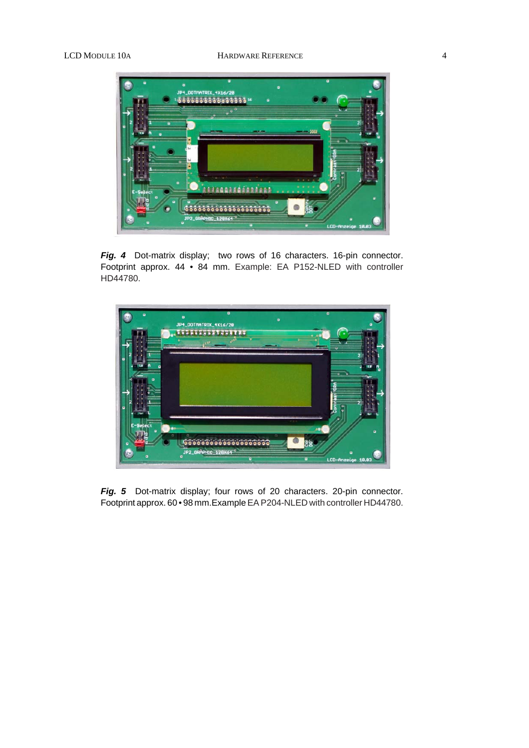***Fig. 4*** Dot-matrix display; two rows of 16 characters. 16-pin connector. Footprint approx. 44 • 84 mm. Example: EA P152-NLED with controller HD44780.

***Fig. 5*** Dot-matrix display; four rows of 20 characters. 20-pin connector. Footprint approx. 60 • 98 mm.Example EA P204-NLED with controller HD44780.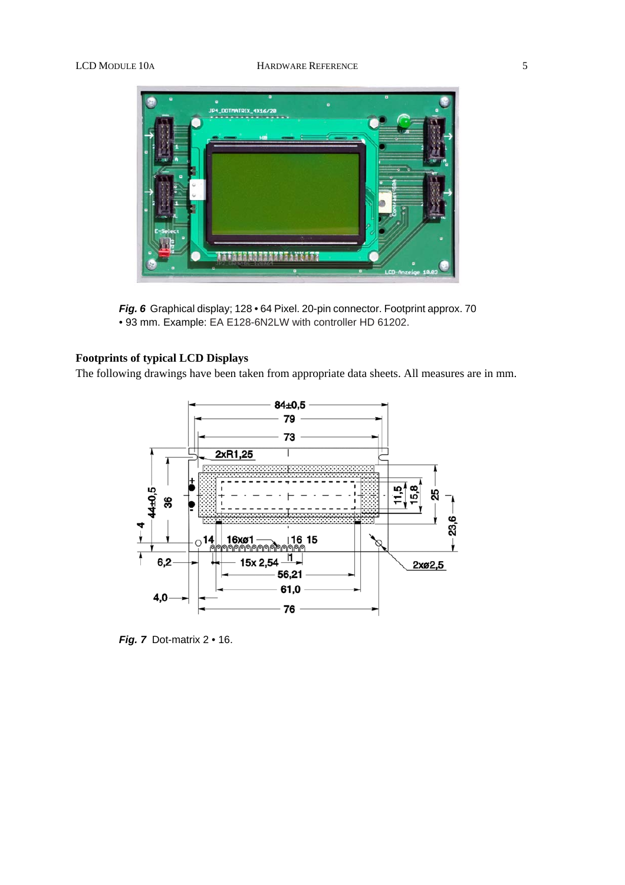***Fig. 6*** Graphical display; 128 • 64 Pixel. 20-pin connector. Footprint approx. 70 • 93 mm. Example: EA E128-6N2LW with controller HD 61202.

### Footprints of typical LCD Displays

The following drawings have been taken from appropriate data sheets. All measures are in mm.

***Fig. 7*** Dot-matrix 2 • 16.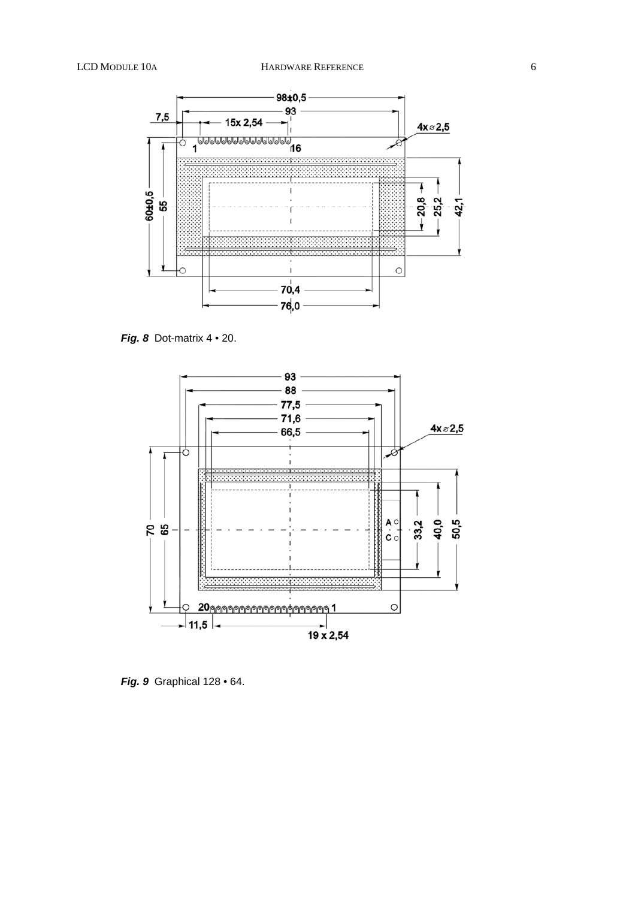*Fig. 8* Dot-matrix 4 • 20.

*Fig. 9* Graphical 128 • 64.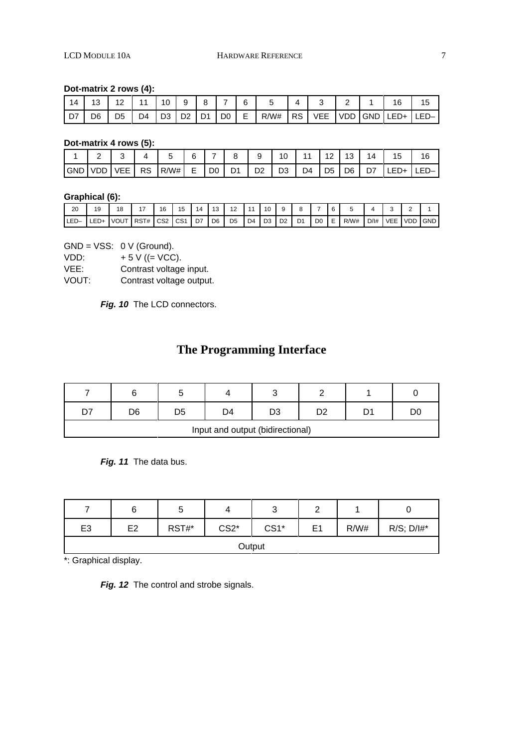**Dot-matrix 2 rows (4):**

| 14 | 13 | 12 | 11 | 10 | 9 | 8 | 7 | 6 | 5 | 4 | 3 | 2 | 1 | 16 | 15 |
|---|---|---|---|---|---|---|---|---|---|---|---|---|---|---|---|
| D7 | D6 | D5 | D4 | D3 | D2 | D1 | D0 | E | R/W# | RS | VEE | VDD | GND | LED+ | LED– |

**Dot-matrix 4 rows (5):**

| 1 | 2 | 3 | 4 | 5 | 6 | 7 | 8 | 9 | 10 | 11 | 12 | 13 | 14 | 15 | 16 |
|---|---|---|---|---|---|---|---|---|---|---|---|---|---|---|---|
| GND | VDD | VEE | RS | R/W# | E | D0 | D1 | D2 | D3 | D4 | D5 | D6 | D7 | LED+ | LED– |

**Graphical (6):**

| 20 | 19 | 18 | 17 | 16 | 15 | 14 | 13 | 12 | 11 | 10 | 9 | 8 | 7 | 6 | 5 | 4 | 3 | 2 | 1 |
|---|---|---|---|---|---|---|---|---|---|---|---|---|---|---|---|---|---|---|---|
| LED– | LED+ | VOUT | RST# | CS2 | CS1 | D7 | D6 | D5 | D4 | D3 | D2 | D1 | D0 | E | R/W# | D/I# | VEE | VDD | GND |

GND = VSS: 0 V (Ground).
VDD: + 5 V ((= VCC).
VEE: Contrast voltage input.
VOUT: Contrast voltage output.

***Fig. 10*** The LCD connectors.

# The Programming Interface

| 7 | 6 | 5 | 4 | 3 | 2 | 1 | 0 |
|---|---|---|---|---|---|---|---|
| D7 | D6 | D5 | D4 | D3 | D2 | D1 | D0 |
| Input and output (bidirectional) | | | | | | | |

***Fig. 11*** The data bus.

| 7 | 6 | 5 | 4 | 3 | 2 | 1 | 0 |
|---|---|---|---|---|---|---|---|
| E3 | E2 | RST#* | CS2* | CS1* | E1 | R/W# | R/S; D/I#* |
| Output | | | | | | | |

*: Graphical display.

***Fig. 12*** The control and strobe signals.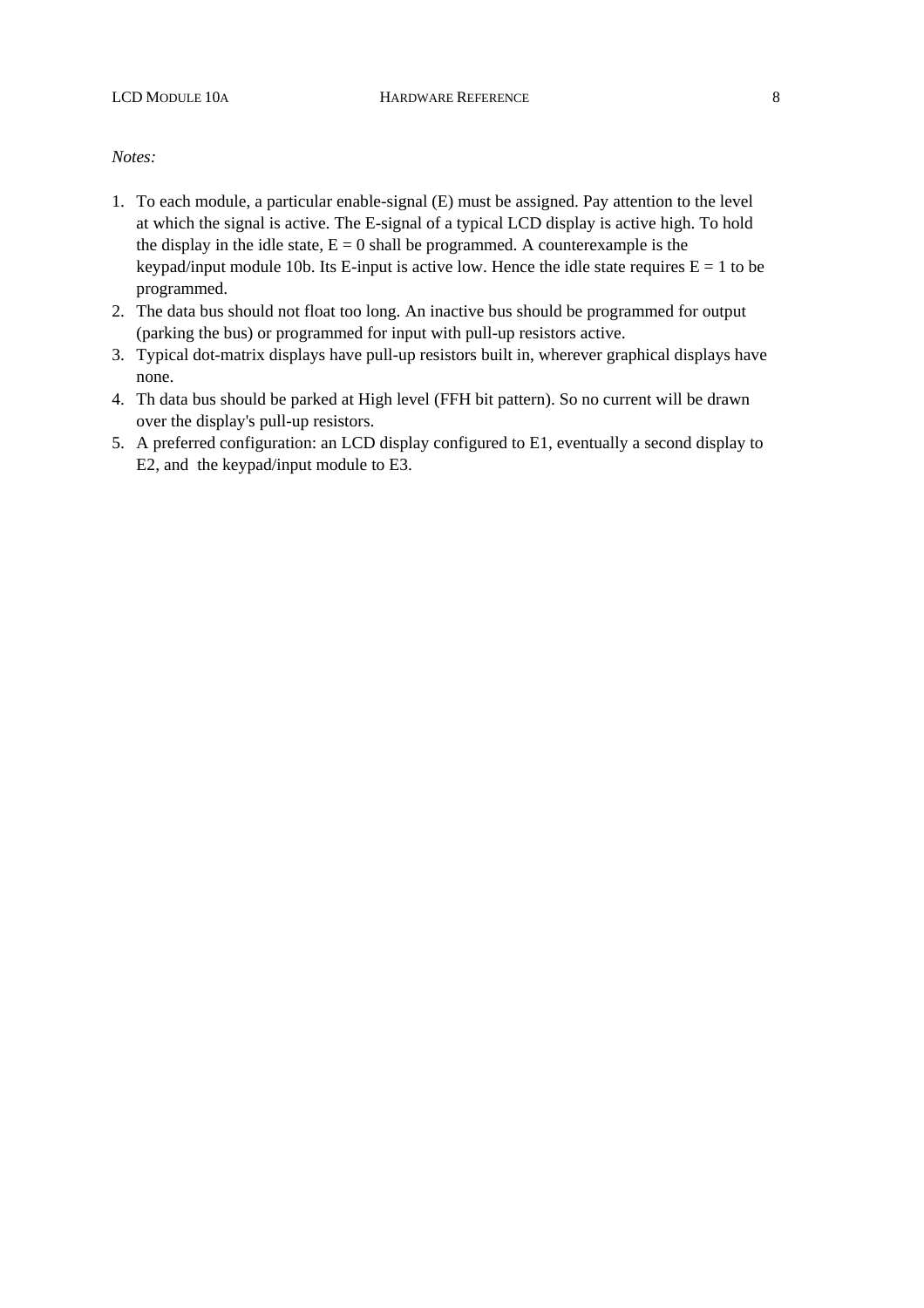*Notes:*

1. To each module, a particular enable-signal (E) must be assigned. Pay attention to the level at which the signal is active. The E-signal of a typical LCD display is active high. To hold the display in the idle state, E = 0 shall be programmed. A counterexample is the keypad/input module 10b. Its E-input is active low. Hence the idle state requires E = 1 to be programmed.
2. The data bus should not float too long. An inactive bus should be programmed for output (parking the bus) or programmed for input with pull-up resistors active.
3. Typical dot-matrix displays have pull-up resistors built in, wherever graphical displays have none.
4. Th data bus should be parked at High level (FFH bit pattern). So no current will be drawn over the display's pull-up resistors.
5. A preferred configuration: an LCD display configured to E1, eventually a second display to E2, and the keypad/input module to E3.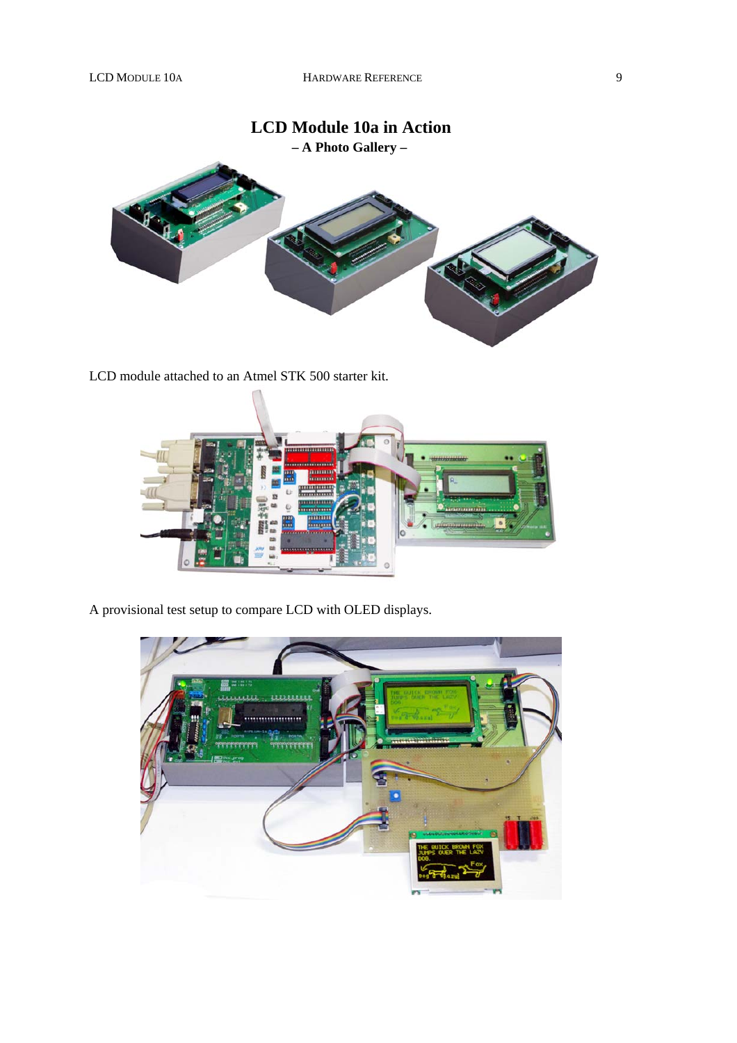# LCD Module 10a in Action

**– A Photo Gallery –**

LCD module attached to an Atmel STK 500 starter kit.

A provisional test setup to compare LCD with OLED displays.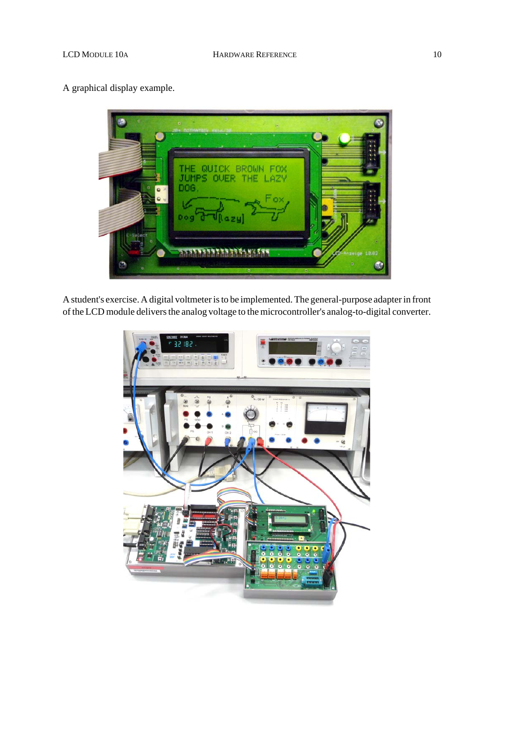A graphical display example.

A student's exercise. A digital voltmeter is to be implemented. The general-purpose adapter in front of the LCD module delivers the analog voltage to the microcontroller's analog-to-digital converter.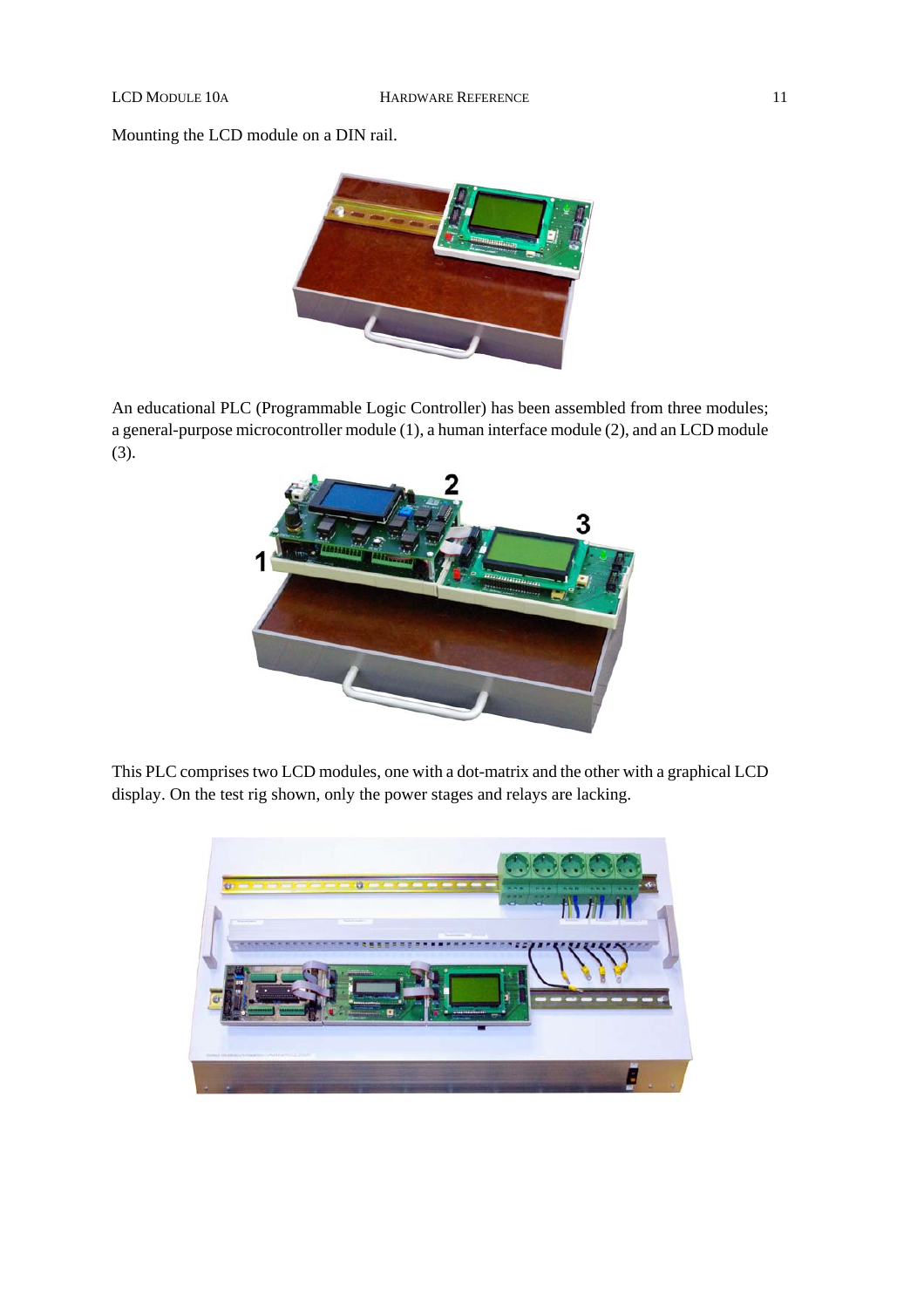Mounting the LCD module on a DIN rail.

An educational PLC (Programmable Logic Controller) has been assembled from three modules; a general-purpose microcontroller module (1), a human interface module (2), and an LCD module (3).

This PLC comprises two LCD modules, one with a dot-matrix and the other with a graphical LCD display. On the test rig shown, only the power stages and relays are lacking.